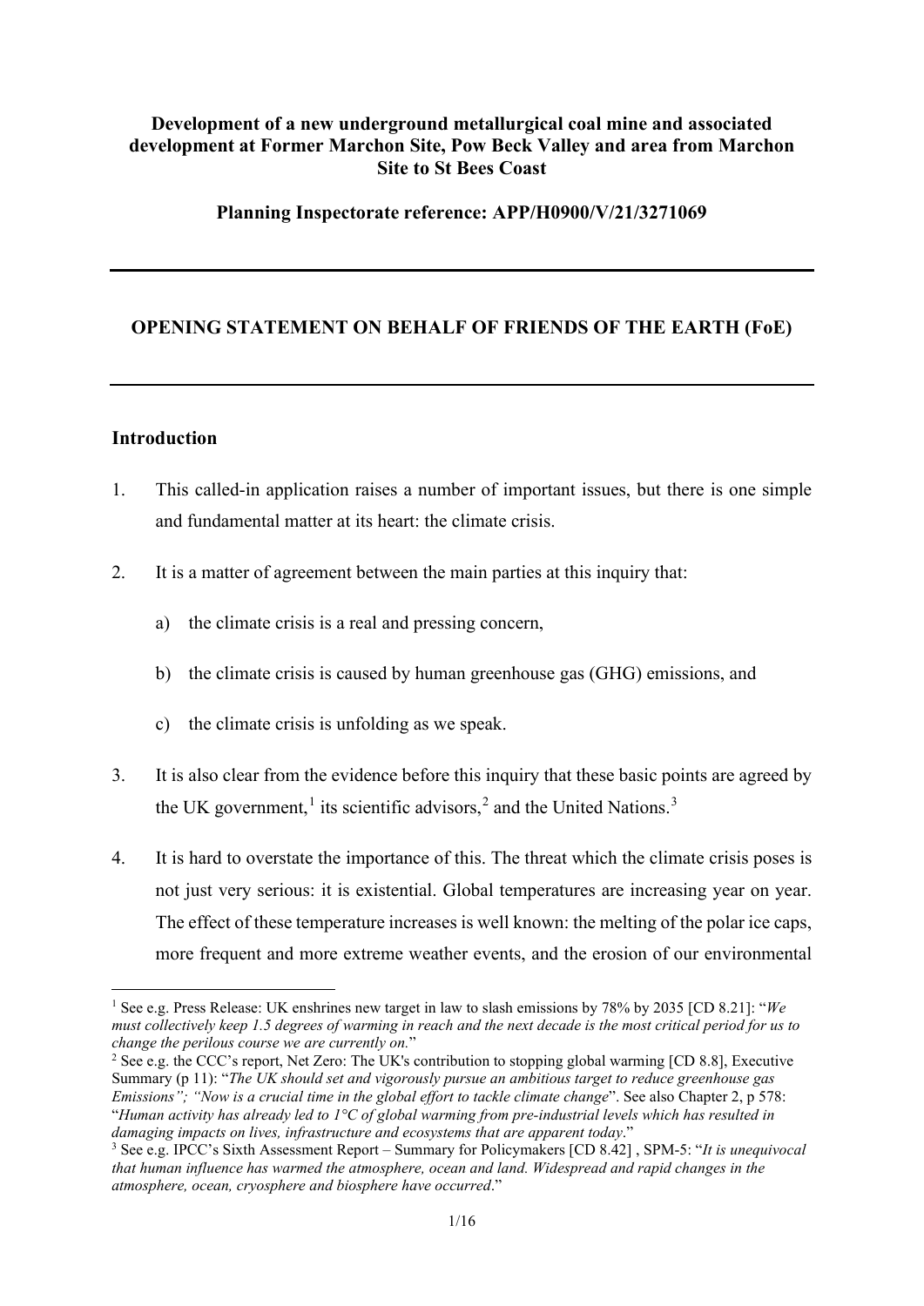**Development of a new underground metallurgical coal mine and associated development at Former Marchon Site, Pow Beck Valley and area from Marchon Site to St Bees Coast**

**Planning Inspectorate reference: APP/H0900/V/21/3271069**

---

## OPENING STATEMENT ON BEHALF OF FRIENDS OF THE EARTH (FoE)

---

### Introduction

1. This called-in application raises a number of important issues, but there is one simple and fundamental matter at its heart: the climate crisis.

2. It is a matter of agreement between the main parties at this inquiry that:

   a) the climate crisis is a real and pressing concern,

   b) the climate crisis is caused by human greenhouse gas (GHG) emissions, and

   c) the climate crisis is unfolding as we speak.

3. It is also clear from the evidence before this inquiry that these basic points are agreed by the UK government,[1] its scientific advisors,[2] and the United Nations.[3]

4. It is hard to overstate the importance of this. The threat which the climate crisis poses is not just very serious: it is existential. Global temperatures are increasing year on year. The effect of these temperature increases is well known: the melting of the polar ice caps, more frequent and more extreme weather events, and the erosion of our environmental

---

[1] See e.g. Press Release: UK enshrines new target in law to slash emissions by 78% by 2035 [CD 8.21]: "*We must collectively keep 1.5 degrees of warming in reach and the next decade is the most critical period for us to change the perilous course we are currently on.*"

[2] See e.g. the CCC's report, Net Zero: The UK's contribution to stopping global warming [CD 8.8], Executive Summary (p 11): "*The UK should set and vigorously pursue an ambitious target to reduce greenhouse gas Emissions"; "Now is a crucial time in the global effort to tackle climate change*". See also Chapter 2, p 578: "*Human activity has already led to 1°C of global warming from pre-industrial levels which has resulted in damaging impacts on lives, infrastructure and ecosystems that are apparent today*."

[3] See e.g. IPCC's Sixth Assessment Report – Summary for Policymakers [CD 8.42] , SPM-5: "*It is unequivocal that human influence has warmed the atmosphere, ocean and land. Widespread and rapid changes in the atmosphere, ocean, cryosphere and biosphere have occurred*."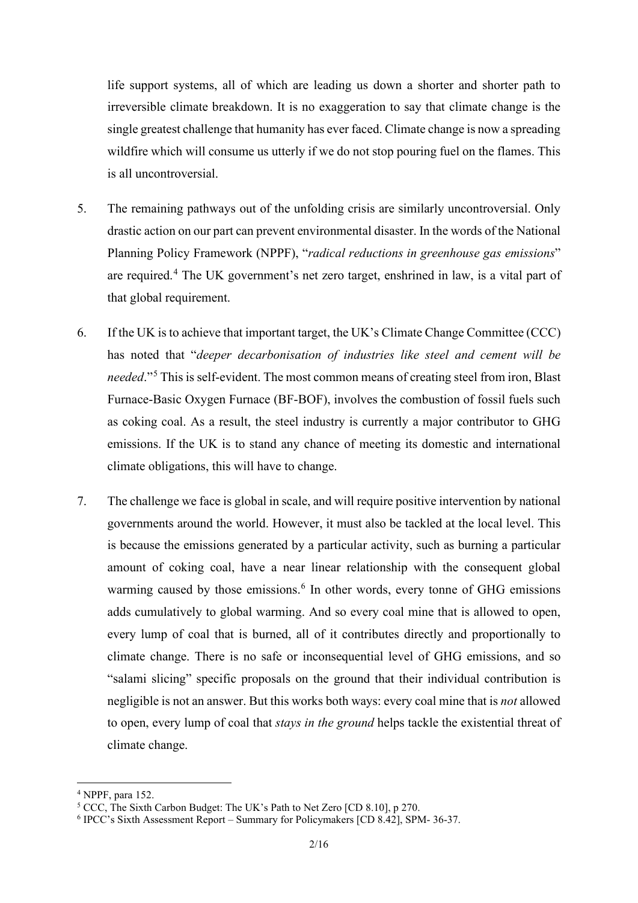life support systems, all of which are leading us down a shorter and shorter path to irreversible climate breakdown. It is no exaggeration to say that climate change is the single greatest challenge that humanity has ever faced. Climate change is now a spreading wildfire which will consume us utterly if we do not stop pouring fuel on the flames. This is all uncontroversial.

5. The remaining pathways out of the unfolding crisis are similarly uncontroversial. Only drastic action on our part can prevent environmental disaster. In the words of the National Planning Policy Framework (NPPF), "*radical reductions in greenhouse gas emissions*" are required.[4] The UK government's net zero target, enshrined in law, is a vital part of that global requirement.

6. If the UK is to achieve that important target, the UK's Climate Change Committee (CCC) has noted that "*deeper decarbonisation of industries like steel and cement will be needed*."[5] This is self-evident. The most common means of creating steel from iron, Blast Furnace-Basic Oxygen Furnace (BF-BOF), involves the combustion of fossil fuels such as coking coal. As a result, the steel industry is currently a major contributor to GHG emissions. If the UK is to stand any chance of meeting its domestic and international climate obligations, this will have to change.

7. The challenge we face is global in scale, and will require positive intervention by national governments around the world. However, it must also be tackled at the local level. This is because the emissions generated by a particular activity, such as burning a particular amount of coking coal, have a near linear relationship with the consequent global warming caused by those emissions.[6] In other words, every tonne of GHG emissions adds cumulatively to global warming. And so every coal mine that is allowed to open, every lump of coal that is burned, all of it contributes directly and proportionally to climate change. There is no safe or inconsequential level of GHG emissions, and so "salami slicing" specific proposals on the ground that their individual contribution is negligible is not an answer. But this works both ways: every coal mine that is *not* allowed to open, every lump of coal that *stays in the ground* helps tackle the existential threat of climate change.

---

[4] NPPF, para 152.

[5] CCC, The Sixth Carbon Budget: The UK's Path to Net Zero [CD 8.10], p 270.

[6] IPCC's Sixth Assessment Report – Summary for Policymakers [CD 8.42], SPM- 36-37.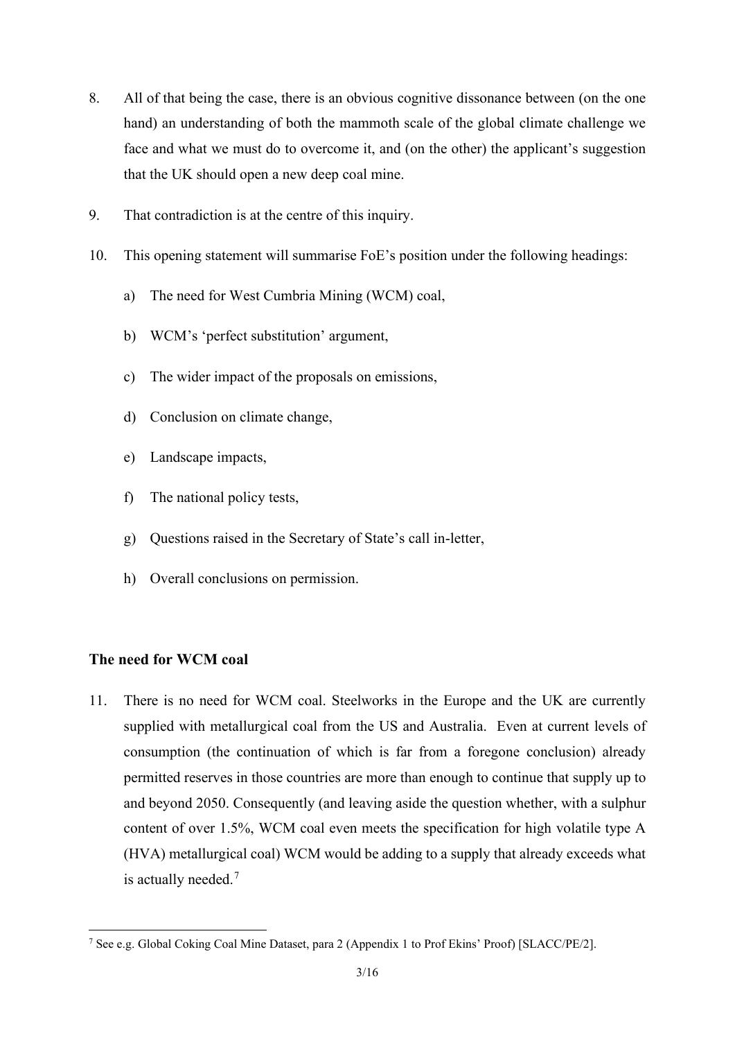8. All of that being the case, there is an obvious cognitive dissonance between (on the one hand) an understanding of both the mammoth scale of the global climate challenge we face and what we must do to overcome it, and (on the other) the applicant's suggestion that the UK should open a new deep coal mine.

9. That contradiction is at the centre of this inquiry.

10. This opening statement will summarise FoE's position under the following headings:

    a) The need for West Cumbria Mining (WCM) coal,

    b) WCM's 'perfect substitution' argument,

    c) The wider impact of the proposals on emissions,

    d) Conclusion on climate change,

    e) Landscape impacts,

    f) The national policy tests,

    g) Questions raised in the Secretary of State's call in-letter,

    h) Overall conclusions on permission.

## The need for WCM coal

11. There is no need for WCM coal. Steelworks in the Europe and the UK are currently supplied with metallurgical coal from the US and Australia. Even at current levels of consumption (the continuation of which is far from a foregone conclusion) already permitted reserves in those countries are more than enough to continue that supply up to and beyond 2050. Consequently (and leaving aside the question whether, with a sulphur content of over 1.5%, WCM coal even meets the specification for high volatile type A (HVA) metallurgical coal) WCM would be adding to a supply that already exceeds what is actually needed.[7]

[7] See e.g. Global Coking Coal Mine Dataset, para 2 (Appendix 1 to Prof Ekins' Proof) [SLACC/PE/2].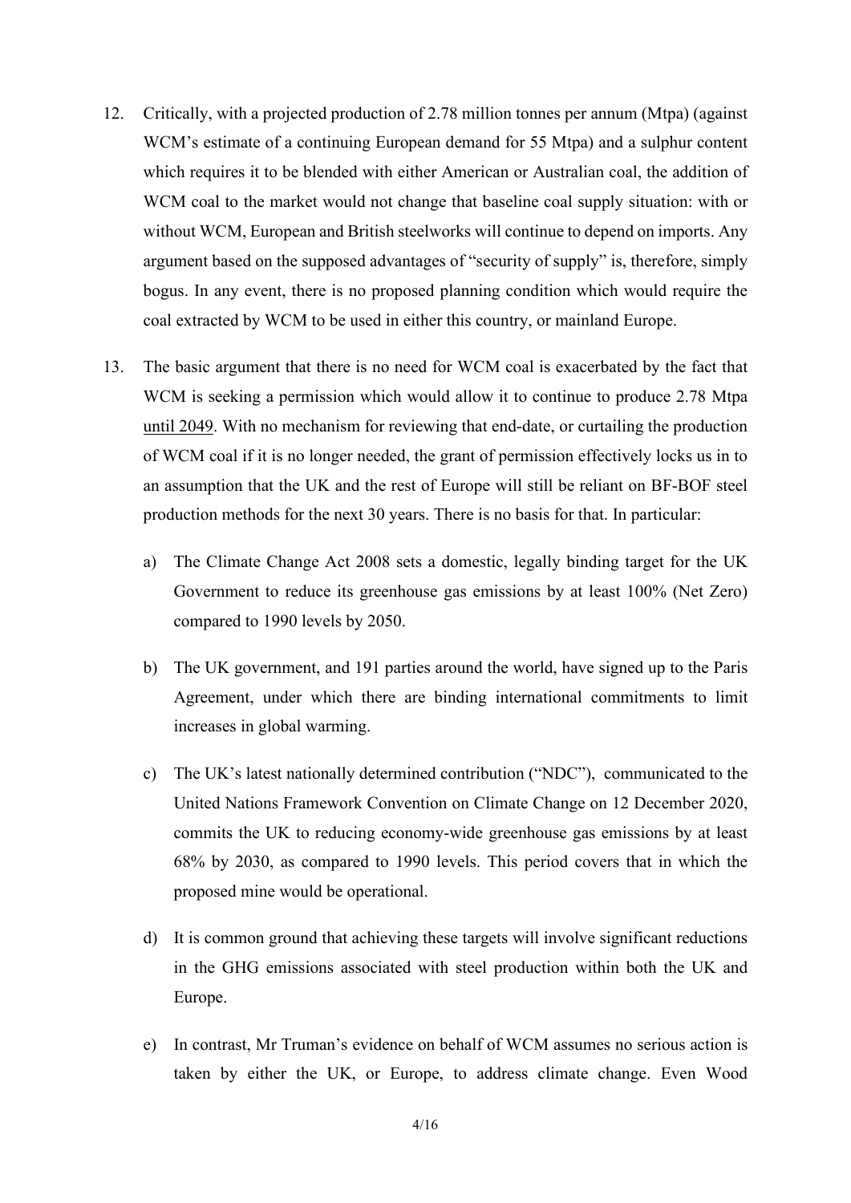12. Critically, with a projected production of 2.78 million tonnes per annum (Mtpa) (against WCM's estimate of a continuing European demand for 55 Mtpa) and a sulphur content which requires it to be blended with either American or Australian coal, the addition of WCM coal to the market would not change that baseline coal supply situation: with or without WCM, European and British steelworks will continue to depend on imports. Any argument based on the supposed advantages of "security of supply" is, therefore, simply bogus. In any event, there is no proposed planning condition which would require the coal extracted by WCM to be used in either this country, or mainland Europe.

13. The basic argument that there is no need for WCM coal is exacerbated by the fact that WCM is seeking a permission which would allow it to continue to produce 2.78 Mtpa <u>until 2049</u>. With no mechanism for reviewing that end-date, or curtailing the production of WCM coal if it is no longer needed, the grant of permission effectively locks us in to an assumption that the UK and the rest of Europe will still be reliant on BF-BOF steel production methods for the next 30 years. There is no basis for that. In particular:

    a) The Climate Change Act 2008 sets a domestic, legally binding target for the UK Government to reduce its greenhouse gas emissions by at least 100% (Net Zero) compared to 1990 levels by 2050.

    b) The UK government, and 191 parties around the world, have signed up to the Paris Agreement, under which there are binding international commitments to limit increases in global warming.

    c) The UK's latest nationally determined contribution ("NDC"), communicated to the United Nations Framework Convention on Climate Change on 12 December 2020, commits the UK to reducing economy-wide greenhouse gas emissions by at least 68% by 2030, as compared to 1990 levels. This period covers that in which the proposed mine would be operational.

    d) It is common ground that achieving these targets will involve significant reductions in the GHG emissions associated with steel production within both the UK and Europe.

    e) In contrast, Mr Truman's evidence on behalf of WCM assumes no serious action is taken by either the UK, or Europe, to address climate change. Even Wood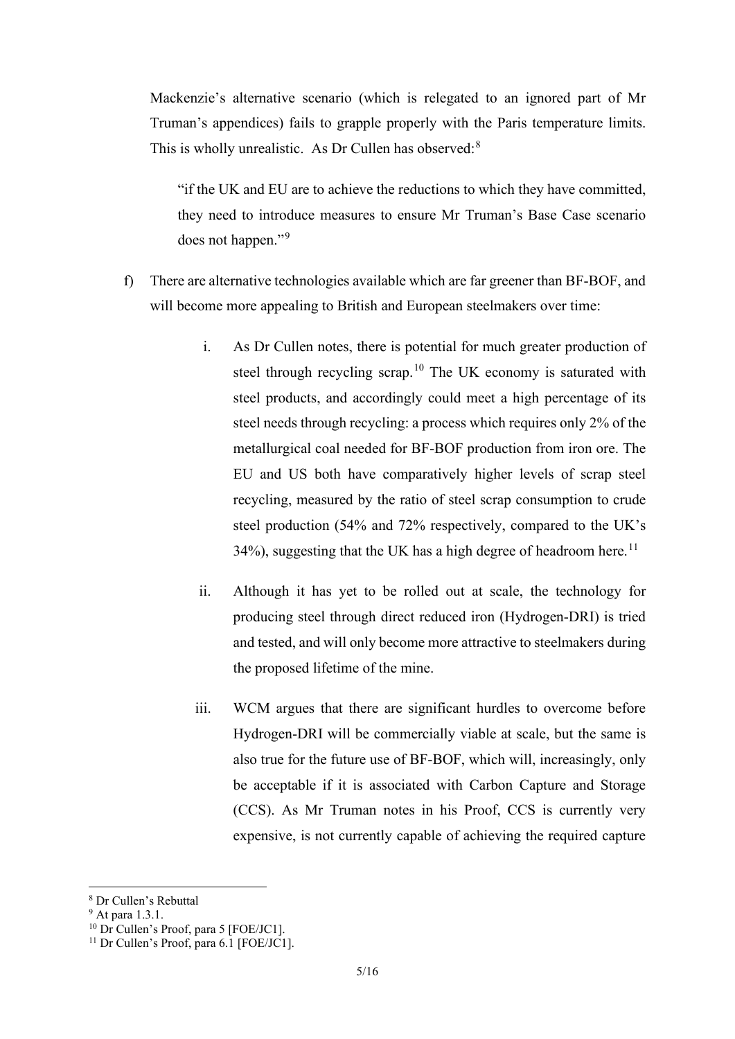Mackenzie's alternative scenario (which is relegated to an ignored part of Mr Truman's appendices) fails to grapple properly with the Paris temperature limits. This is wholly unrealistic. As Dr Cullen has observed:[8]

> "if the UK and EU are to achieve the reductions to which they have committed, they need to introduce measures to ensure Mr Truman's Base Case scenario does not happen."[9]

f) There are alternative technologies available which are far greener than BF-BOF, and will become more appealing to British and European steelmakers over time:

   i. As Dr Cullen notes, there is potential for much greater production of steel through recycling scrap.[10] The UK economy is saturated with steel products, and accordingly could meet a high percentage of its steel needs through recycling: a process which requires only 2% of the metallurgical coal needed for BF-BOF production from iron ore. The EU and US both have comparatively higher levels of scrap steel recycling, measured by the ratio of steel scrap consumption to crude steel production (54% and 72% respectively, compared to the UK's 34%), suggesting that the UK has a high degree of headroom here.[11]

   ii. Although it has yet to be rolled out at scale, the technology for producing steel through direct reduced iron (Hydrogen-DRI) is tried and tested, and will only become more attractive to steelmakers during the proposed lifetime of the mine.

   iii. WCM argues that there are significant hurdles to overcome before Hydrogen-DRI will be commercially viable at scale, but the same is also true for the future use of BF-BOF, which will, increasingly, only be acceptable if it is associated with Carbon Capture and Storage (CCS). As Mr Truman notes in his Proof, CCS is currently very expensive, is not currently capable of achieving the required capture

---

[8] Dr Cullen's Rebuttal

[9] At para 1.3.1.

[10] Dr Cullen's Proof, para 5 [FOE/JC1].

[11] Dr Cullen's Proof, para 6.1 [FOE/JC1].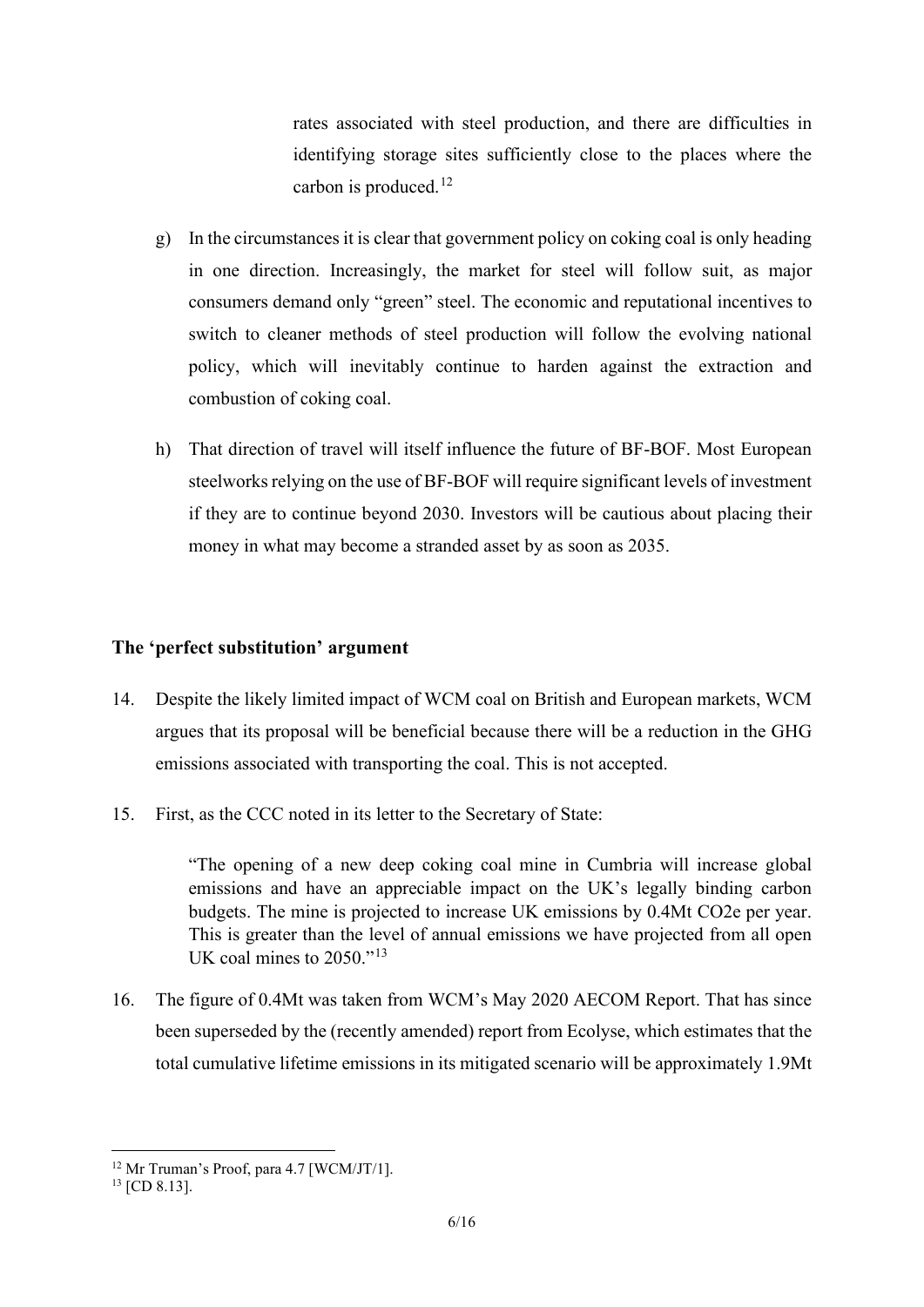rates associated with steel production, and there are difficulties in identifying storage sites sufficiently close to the places where the carbon is produced.[12]

g) In the circumstances it is clear that government policy on coking coal is only heading in one direction. Increasingly, the market for steel will follow suit, as major consumers demand only "green" steel. The economic and reputational incentives to switch to cleaner methods of steel production will follow the evolving national policy, which will inevitably continue to harden against the extraction and combustion of coking coal.

h) That direction of travel will itself influence the future of BF-BOF. Most European steelworks relying on the use of BF-BOF will require significant levels of investment if they are to continue beyond 2030. Investors will be cautious about placing their money in what may become a stranded asset by as soon as 2035.

### The 'perfect substitution' argument

14. Despite the likely limited impact of WCM coal on British and European markets, WCM argues that its proposal will be beneficial because there will be a reduction in the GHG emissions associated with transporting the coal. This is not accepted.

15. First, as the CCC noted in its letter to the Secretary of State:

> "The opening of a new deep coking coal mine in Cumbria will increase global emissions and have an appreciable impact on the UK's legally binding carbon budgets. The mine is projected to increase UK emissions by 0.4Mt $CO_2e$ per year. This is greater than the level of annual emissions we have projected from all open UK coal mines to 2050."[13]

16. The figure of 0.4Mt was taken from WCM's May 2020 AECOM Report. That has since been superseded by the (recently amended) report from Ecolyse, which estimates that the total cumulative lifetime emissions in its mitigated scenario will be approximately 1.9Mt

---

[12] Mr Truman's Proof, para 4.7 [WCM/JT/1].

[13] [CD 8.13].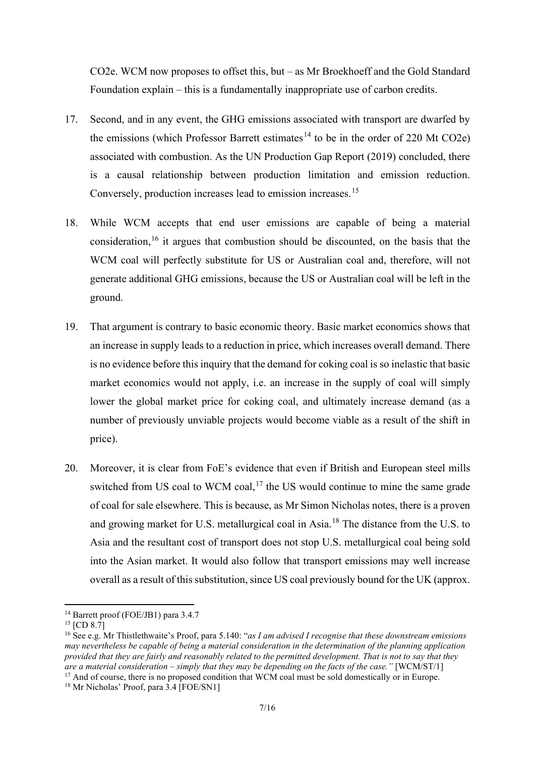CO2e. WCM now proposes to offset this, but – as Mr Broekhoeff and the Gold Standard Foundation explain – this is a fundamentally inappropriate use of carbon credits.

17. Second, and in any event, the GHG emissions associated with transport are dwarfed by the emissions (which Professor Barrett estimates[14] to be in the order of 220 Mt CO2e) associated with combustion. As the UN Production Gap Report (2019) concluded, there is a causal relationship between production limitation and emission reduction. Conversely, production increases lead to emission increases.[15]

18. While WCM accepts that end user emissions are capable of being a material consideration,[16] it argues that combustion should be discounted, on the basis that the WCM coal will perfectly substitute for US or Australian coal and, therefore, will not generate additional GHG emissions, because the US or Australian coal will be left in the ground.

19. That argument is contrary to basic economic theory. Basic market economics shows that an increase in supply leads to a reduction in price, which increases overall demand. There is no evidence before this inquiry that the demand for coking coal is so inelastic that basic market economics would not apply, i.e. an increase in the supply of coal will simply lower the global market price for coking coal, and ultimately increase demand (as a number of previously unviable projects would become viable as a result of the shift in price).

20. Moreover, it is clear from FoE's evidence that even if British and European steel mills switched from US coal to WCM coal,[17] the US would continue to mine the same grade of coal for sale elsewhere. This is because, as Mr Simon Nicholas notes, there is a proven and growing market for U.S. metallurgical coal in Asia.[18] The distance from the U.S. to Asia and the resultant cost of transport does not stop U.S. metallurgical coal being sold into the Asian market. It would also follow that transport emissions may well increase overall as a result of this substitution, since US coal previously bound for the UK (approx.

---

[14] Barrett proof (FOE/JB1) para 3.4.7

[15] [CD 8.7]

[16] See e.g. Mr Thistlethwaite's Proof, para 5.140: "*as I am advised I recognise that these downstream emissions may nevertheless be capable of being a material consideration in the determination of the planning application provided that they are fairly and reasonably related to the permitted development. That is not to say that they are a material consideration – simply that they may be depending on the facts of the case.*" [WCM/ST/1]

[17] And of course, there is no proposed condition that WCM coal must be sold domestically or in Europe.

[18] Mr Nicholas' Proof, para 3.4 [FOE/SN1]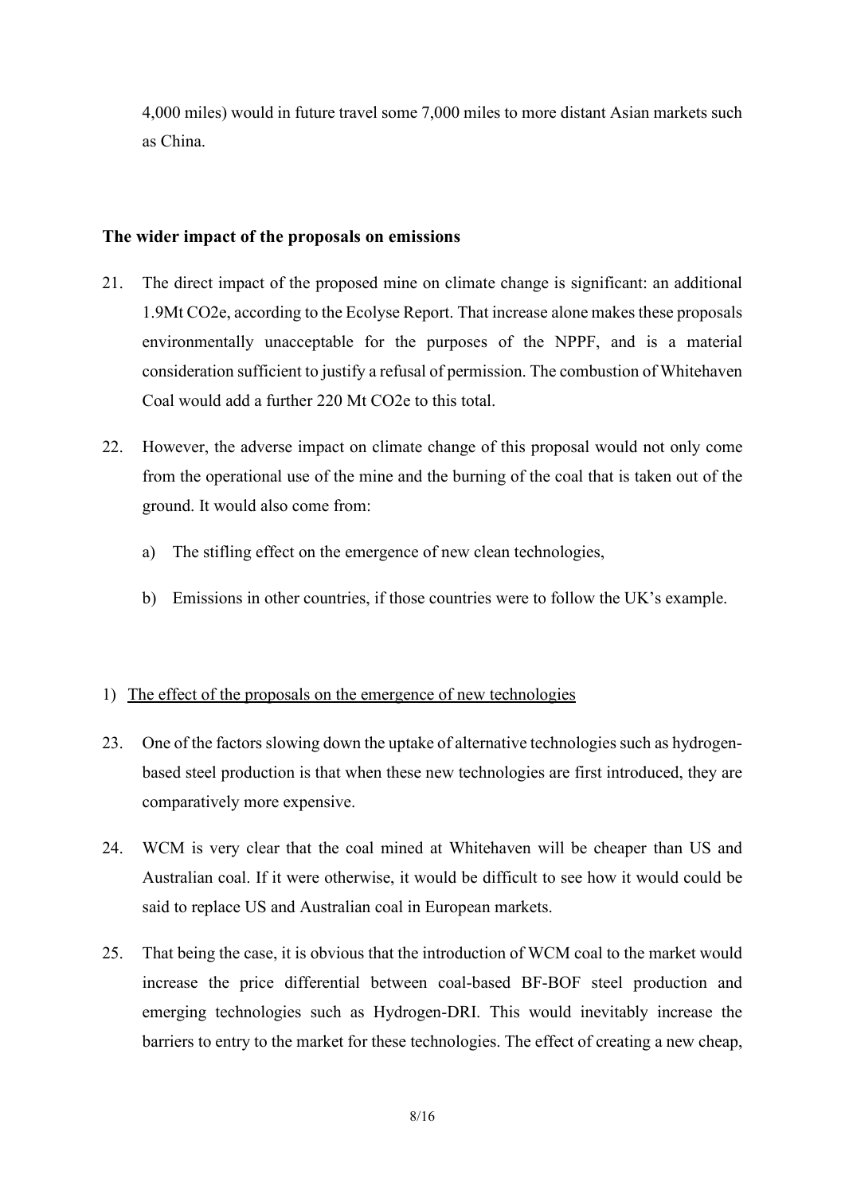4,000 miles) would in future travel some 7,000 miles to more distant Asian markets such as China.

## The wider impact of the proposals on emissions

21. The direct impact of the proposed mine on climate change is significant: an additional 1.9Mt CO2e, according to the Ecolyse Report. That increase alone makes these proposals environmentally unacceptable for the purposes of the NPPF, and is a material consideration sufficient to justify a refusal of permission. The combustion of Whitehaven Coal would add a further 220 Mt CO2e to this total.

22. However, the adverse impact on climate change of this proposal would not only come from the operational use of the mine and the burning of the coal that is taken out of the ground. It would also come from:

    a) The stifling effect on the emergence of new clean technologies,

    b) Emissions in other countries, if those countries were to follow the UK's example.

1) <u>The effect of the proposals on the emergence of new technologies</u>

23. One of the factors slowing down the uptake of alternative technologies such as hydrogen-based steel production is that when these new technologies are first introduced, they are comparatively more expensive.

24. WCM is very clear that the coal mined at Whitehaven will be cheaper than US and Australian coal. If it were otherwise, it would be difficult to see how it would could be said to replace US and Australian coal in European markets.

25. That being the case, it is obvious that the introduction of WCM coal to the market would increase the price differential between coal-based BF-BOF steel production and emerging technologies such as Hydrogen-DRI. This would inevitably increase the barriers to entry to the market for these technologies. The effect of creating a new cheap,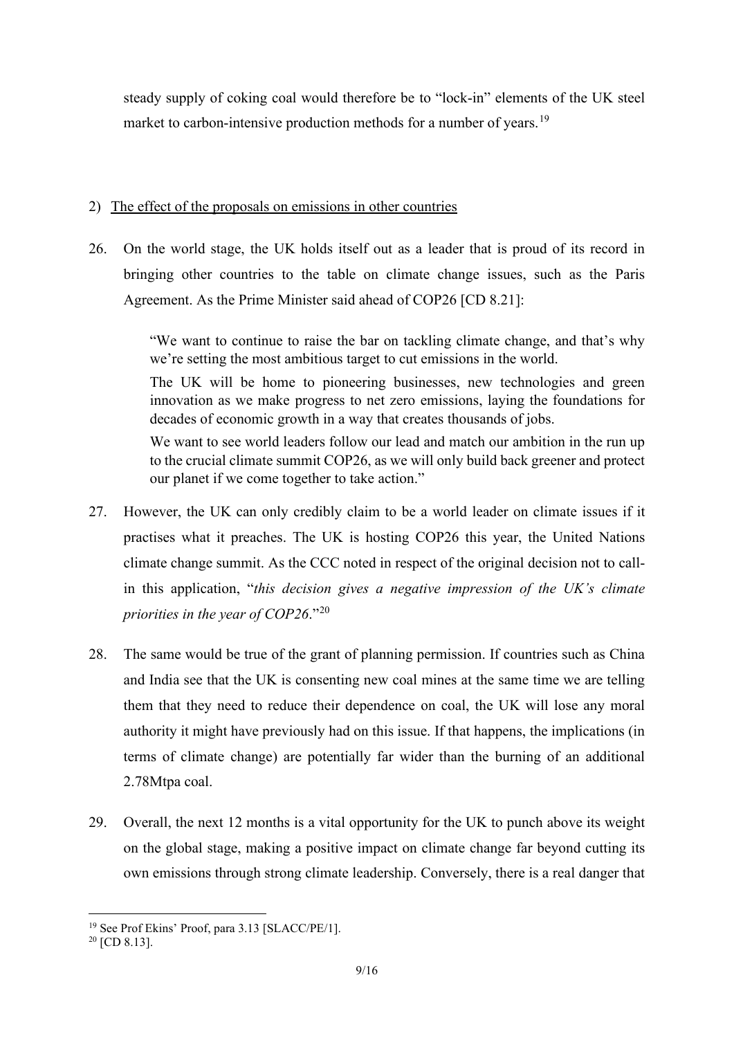steady supply of coking coal would therefore be to "lock-in" elements of the UK steel market to carbon-intensive production methods for a number of years.[19]

2) <u>The effect of the proposals on emissions in other countries</u>

26. On the world stage, the UK holds itself out as a leader that is proud of its record in bringing other countries to the table on climate change issues, such as the Paris Agreement. As the Prime Minister said ahead of COP26 [CD 8.21]:

> "We want to continue to raise the bar on tackling climate change, and that's why we're setting the most ambitious target to cut emissions in the world.
>
> The UK will be home to pioneering businesses, new technologies and green innovation as we make progress to net zero emissions, laying the foundations for decades of economic growth in a way that creates thousands of jobs.
>
> We want to see world leaders follow our lead and match our ambition in the run up to the crucial climate summit COP26, as we will only build back greener and protect our planet if we come together to take action."

27. However, the UK can only credibly claim to be a world leader on climate issues if it practises what it preaches. The UK is hosting COP26 this year, the United Nations climate change summit. As the CCC noted in respect of the original decision not to call-in this application, "*this decision gives a negative impression of the UK's climate priorities in the year of COP26*."[20]

28. The same would be true of the grant of planning permission. If countries such as China and India see that the UK is consenting new coal mines at the same time we are telling them that they need to reduce their dependence on coal, the UK will lose any moral authority it might have previously had on this issue. If that happens, the implications (in terms of climate change) are potentially far wider than the burning of an additional 2.78Mtpa coal.

29. Overall, the next 12 months is a vital opportunity for the UK to punch above its weight on the global stage, making a positive impact on climate change far beyond cutting its own emissions through strong climate leadership. Conversely, there is a real danger that

---

[19] See Prof Ekins' Proof, para 3.13 [SLACC/PE/1].

[20] [CD 8.13].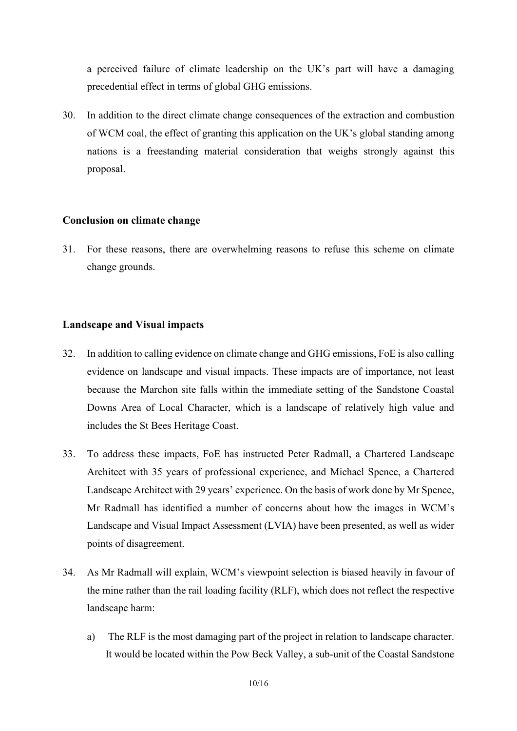a perceived failure of climate leadership on the UK's part will have a damaging precedential effect in terms of global GHG emissions.

30. In addition to the direct climate change consequences of the extraction and combustion of WCM coal, the effect of granting this application on the UK's global standing among nations is a freestanding material consideration that weighs strongly against this proposal.

**Conclusion on climate change**

31. For these reasons, there are overwhelming reasons to refuse this scheme on climate change grounds.

**Landscape and Visual impacts**

32. In addition to calling evidence on climate change and GHG emissions, FoE is also calling evidence on landscape and visual impacts. These impacts are of importance, not least because the Marchon site falls within the immediate setting of the Sandstone Coastal Downs Area of Local Character, which is a landscape of relatively high value and includes the St Bees Heritage Coast.

33. To address these impacts, FoE has instructed Peter Radmall, a Chartered Landscape Architect with 35 years of professional experience, and Michael Spence, a Chartered Landscape Architect with 29 years' experience. On the basis of work done by Mr Spence, Mr Radmall has identified a number of concerns about how the images in WCM's Landscape and Visual Impact Assessment (LVIA) have been presented, as well as wider points of disagreement.

34. As Mr Radmall will explain, WCM's viewpoint selection is biased heavily in favour of the mine rather than the rail loading facility (RLF), which does not reflect the respective landscape harm:

    a) The RLF is the most damaging part of the project in relation to landscape character. It would be located within the Pow Beck Valley, a sub-unit of the Coastal Sandstone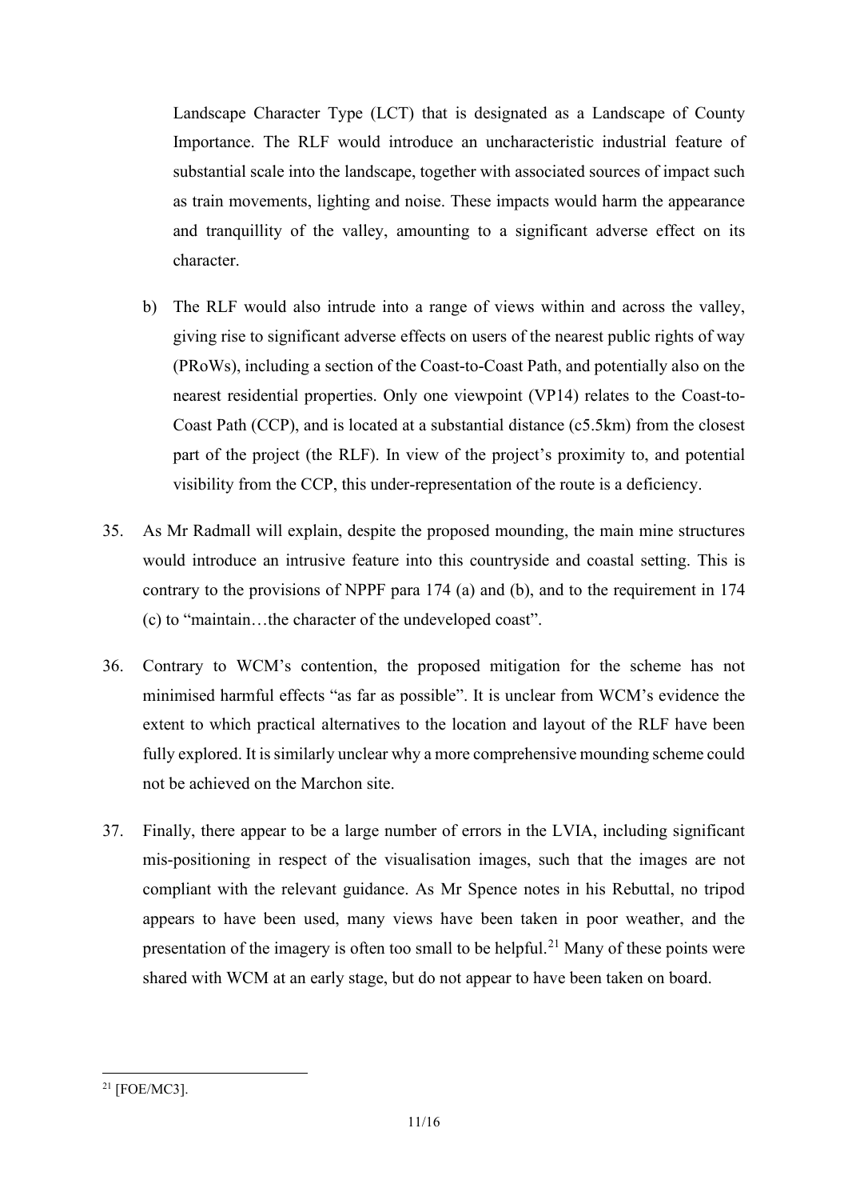Landscape Character Type (LCT) that is designated as a Landscape of County Importance. The RLF would introduce an uncharacteristic industrial feature of substantial scale into the landscape, together with associated sources of impact such as train movements, lighting and noise. These impacts would harm the appearance and tranquillity of the valley, amounting to a significant adverse effect on its character.

b) The RLF would also intrude into a range of views within and across the valley, giving rise to significant adverse effects on users of the nearest public rights of way (PRoWs), including a section of the Coast-to-Coast Path, and potentially also on the nearest residential properties. Only one viewpoint (VP14) relates to the Coast-to-Coast Path (CCP), and is located at a substantial distance (c5.5km) from the closest part of the project (the RLF). In view of the project's proximity to, and potential visibility from the CCP, this under-representation of the route is a deficiency.

35. As Mr Radmall will explain, despite the proposed mounding, the main mine structures would introduce an intrusive feature into this countryside and coastal setting. This is contrary to the provisions of NPPF para 174 (a) and (b), and to the requirement in 174 (c) to "maintain…the character of the undeveloped coast".

36. Contrary to WCM's contention, the proposed mitigation for the scheme has not minimised harmful effects "as far as possible". It is unclear from WCM's evidence the extent to which practical alternatives to the location and layout of the RLF have been fully explored. It is similarly unclear why a more comprehensive mounding scheme could not be achieved on the Marchon site.

37. Finally, there appear to be a large number of errors in the LVIA, including significant mis-positioning in respect of the visualisation images, such that the images are not compliant with the relevant guidance. As Mr Spence notes in his Rebuttal, no tripod appears to have been used, many views have been taken in poor weather, and the presentation of the imagery is often too small to be helpful.[21] Many of these points were shared with WCM at an early stage, but do not appear to have been taken on board.

---

[21] [FOE/MC3].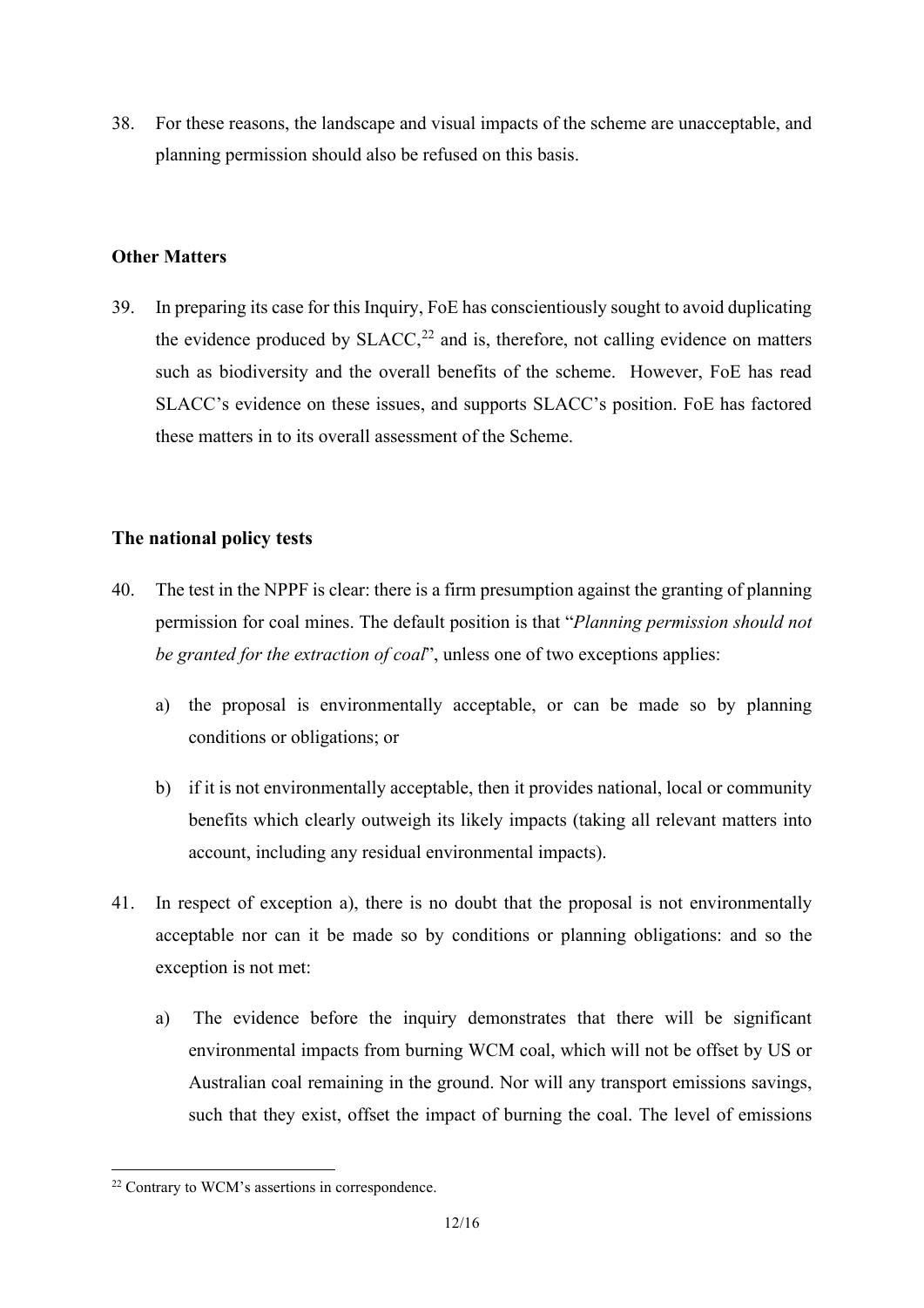38. For these reasons, the landscape and visual impacts of the scheme are unacceptable, and planning permission should also be refused on this basis.

## Other Matters

39. In preparing its case for this Inquiry, FoE has conscientiously sought to avoid duplicating the evidence produced by SLACC,[22] and is, therefore, not calling evidence on matters such as biodiversity and the overall benefits of the scheme. However, FoE has read SLACC's evidence on these issues, and supports SLACC's position. FoE has factored these matters in to its overall assessment of the Scheme.

## The national policy tests

40. The test in the NPPF is clear: there is a firm presumption against the granting of planning permission for coal mines. The default position is that "*Planning permission should not be granted for the extraction of coal*", unless one of two exceptions applies:

    a) the proposal is environmentally acceptable, or can be made so by planning conditions or obligations; or

    b) if it is not environmentally acceptable, then it provides national, local or community benefits which clearly outweigh its likely impacts (taking all relevant matters into account, including any residual environmental impacts).

41. In respect of exception a), there is no doubt that the proposal is not environmentally acceptable nor can it be made so by conditions or planning obligations: and so the exception is not met:

    a) The evidence before the inquiry demonstrates that there will be significant environmental impacts from burning WCM coal, which will not be offset by US or Australian coal remaining in the ground. Nor will any transport emissions savings, such that they exist, offset the impact of burning the coal. The level of emissions

[22] Contrary to WCM's assertions in correspondence.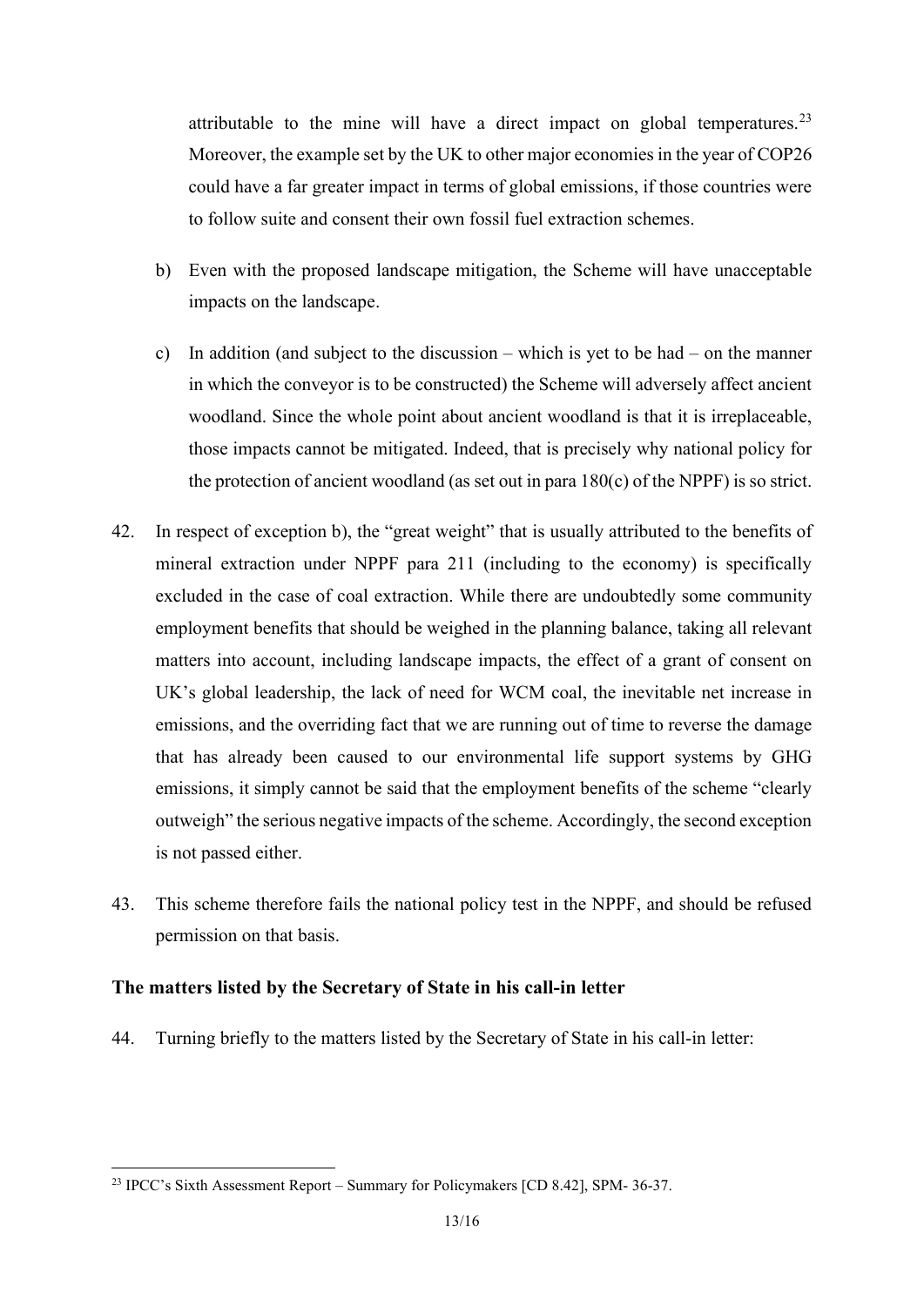attributable to the mine will have a direct impact on global temperatures.[23] Moreover, the example set by the UK to other major economies in the year of COP26 could have a far greater impact in terms of global emissions, if those countries were to follow suite and consent their own fossil fuel extraction schemes.

b) Even with the proposed landscape mitigation, the Scheme will have unacceptable impacts on the landscape.

c) In addition (and subject to the discussion – which is yet to be had – on the manner in which the conveyor is to be constructed) the Scheme will adversely affect ancient woodland. Since the whole point about ancient woodland is that it is irreplaceable, those impacts cannot be mitigated. Indeed, that is precisely why national policy for the protection of ancient woodland (as set out in para 180(c) of the NPPF) is so strict.

42. In respect of exception b), the "great weight" that is usually attributed to the benefits of mineral extraction under NPPF para 211 (including to the economy) is specifically excluded in the case of coal extraction. While there are undoubtedly some community employment benefits that should be weighed in the planning balance, taking all relevant matters into account, including landscape impacts, the effect of a grant of consent on UK's global leadership, the lack of need for WCM coal, the inevitable net increase in emissions, and the overriding fact that we are running out of time to reverse the damage that has already been caused to our environmental life support systems by GHG emissions, it simply cannot be said that the employment benefits of the scheme "clearly outweigh" the serious negative impacts of the scheme. Accordingly, the second exception is not passed either.

43. This scheme therefore fails the national policy test in the NPPF, and should be refused permission on that basis.

## The matters listed by the Secretary of State in his call-in letter

44. Turning briefly to the matters listed by the Secretary of State in his call-in letter:

[23] IPCC's Sixth Assessment Report – Summary for Policymakers [CD 8.42], SPM- 36-37.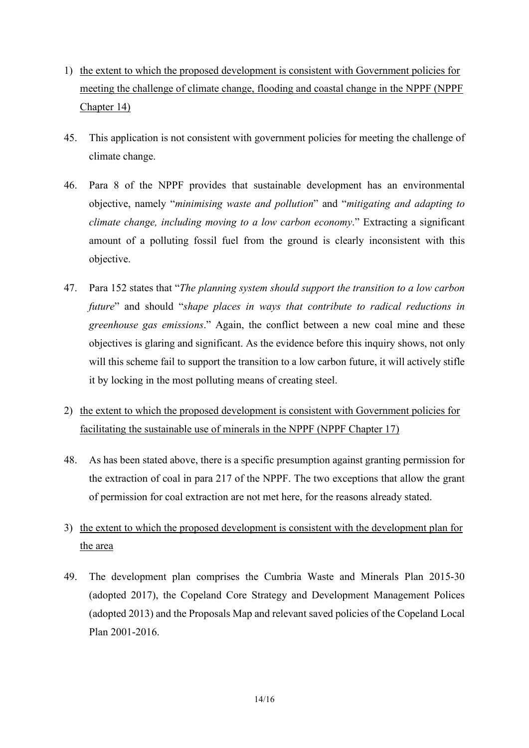1) <u>the extent to which the proposed development is consistent with Government policies for meeting the challenge of climate change, flooding and coastal change in the NPPF (NPPF Chapter 14)</u>

45. This application is not consistent with government policies for meeting the challenge of climate change.

46. Para 8 of the NPPF provides that sustainable development has an environmental objective, namely "*minimising waste and pollution*" and "*mitigating and adapting to climate change, including moving to a low carbon economy*." Extracting a significant amount of a polluting fossil fuel from the ground is clearly inconsistent with this objective.

47. Para 152 states that "*The planning system should support the transition to a low carbon future*" and should "*shape places in ways that contribute to radical reductions in greenhouse gas emissions*." Again, the conflict between a new coal mine and these objectives is glaring and significant. As the evidence before this inquiry shows, not only will this scheme fail to support the transition to a low carbon future, it will actively stifle it by locking in the most polluting means of creating steel.

2) <u>the extent to which the proposed development is consistent with Government policies for facilitating the sustainable use of minerals in the NPPF (NPPF Chapter 17)</u>

48. As has been stated above, there is a specific presumption against granting permission for the extraction of coal in para 217 of the NPPF. The two exceptions that allow the grant of permission for coal extraction are not met here, for the reasons already stated.

3) <u>the extent to which the proposed development is consistent with the development plan for the area</u>

49. The development plan comprises the Cumbria Waste and Minerals Plan 2015-30 (adopted 2017), the Copeland Core Strategy and Development Management Polices (adopted 2013) and the Proposals Map and relevant saved policies of the Copeland Local Plan 2001-2016.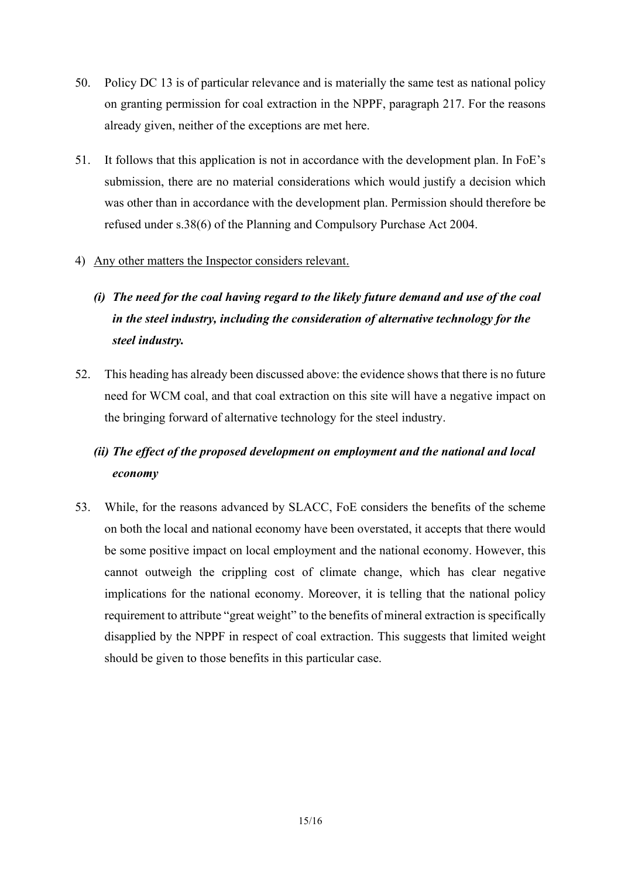50. Policy DC 13 is of particular relevance and is materially the same test as national policy on granting permission for coal extraction in the NPPF, paragraph 217. For the reasons already given, neither of the exceptions are met here.

51. It follows that this application is not in accordance with the development plan. In FoE's submission, there are no material considerations which would justify a decision which was other than in accordance with the development plan. Permission should therefore be refused under s.38(6) of the Planning and Compulsory Purchase Act 2004.

4) <u>Any other matters the Inspector considers relevant.</u>

***(i) The need for the coal having regard to the likely future demand and use of the coal in the steel industry, including the consideration of alternative technology for the steel industry.***

52. This heading has already been discussed above: the evidence shows that there is no future need for WCM coal, and that coal extraction on this site will have a negative impact on the bringing forward of alternative technology for the steel industry.

***(ii) The effect of the proposed development on employment and the national and local economy***

53. While, for the reasons advanced by SLACC, FoE considers the benefits of the scheme on both the local and national economy have been overstated, it accepts that there would be some positive impact on local employment and the national economy. However, this cannot outweigh the crippling cost of climate change, which has clear negative implications for the national economy. Moreover, it is telling that the national policy requirement to attribute "great weight" to the benefits of mineral extraction is specifically disapplied by the NPPF in respect of coal extraction. This suggests that limited weight should be given to those benefits in this particular case.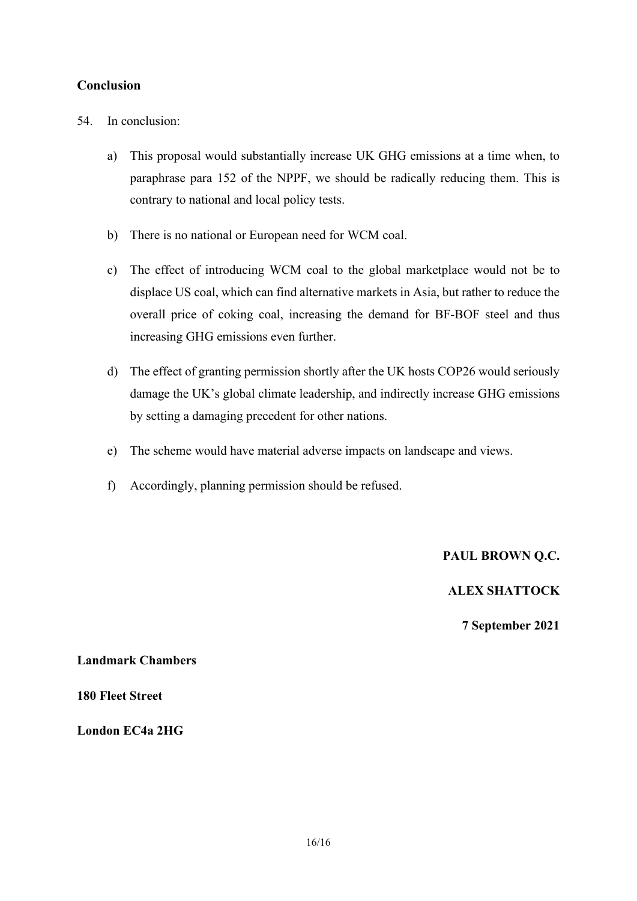## Conclusion

54. In conclusion:

    a) This proposal would substantially increase UK GHG emissions at a time when, to paraphrase para 152 of the NPPF, we should be radically reducing them. This is contrary to national and local policy tests.

    b) There is no national or European need for WCM coal.

    c) The effect of introducing WCM coal to the global marketplace would not be to displace US coal, which can find alternative markets in Asia, but rather to reduce the overall price of coking coal, increasing the demand for BF-BOF steel and thus increasing GHG emissions even further.

    d) The effect of granting permission shortly after the UK hosts COP26 would seriously damage the UK's global climate leadership, and indirectly increase GHG emissions by setting a damaging precedent for other nations.

    e) The scheme would have material adverse impacts on landscape and views.

    f) Accordingly, planning permission should be refused.

**PAUL BROWN Q.C.**

**ALEX SHATTOCK**

**7 September 2021**

**Landmark Chambers**

**180 Fleet Street**

**London EC4a 2HG**